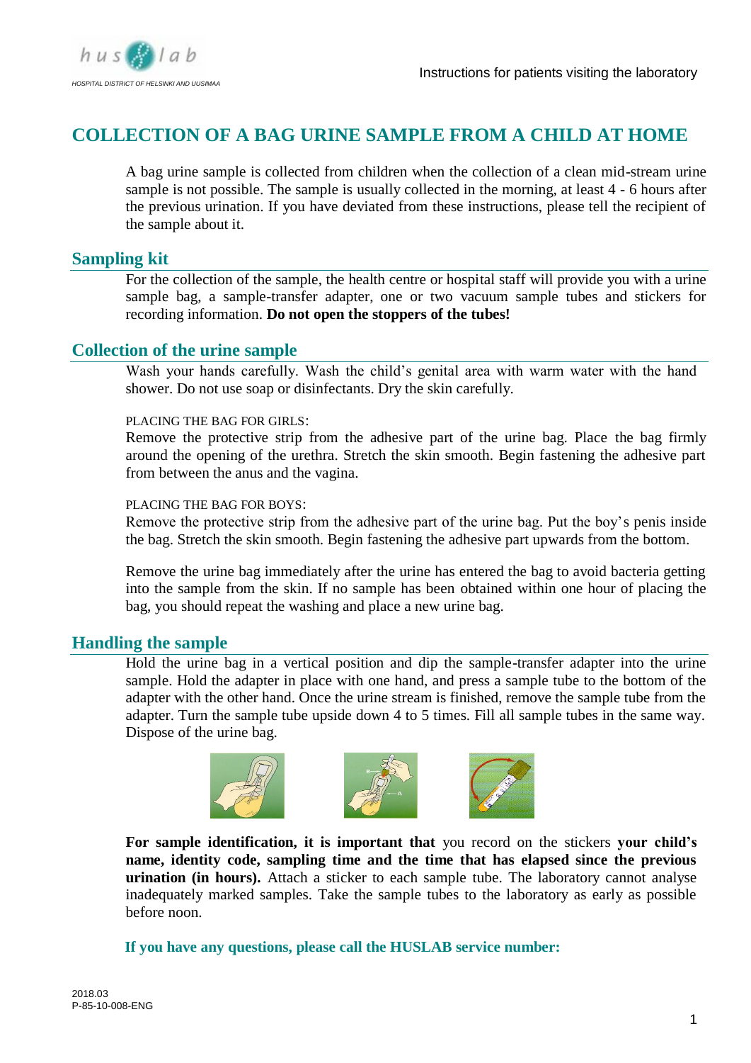# COLLECTION OF A BAG URINE SAMPLE FROM A CHILD AT HOME

A bag urine sample is collected from children when the collection of a clean mid-stream urine sample is not possible. The sample is usually collected in the morning, at least 4 - 6 hours after the previous urination. If you have deviated from these instructions, please tell the recipient of the sample about it.

## Sampling kit

For the collection of the sample, the health centre or hospital staff will provide you with a urine sample bag, a sample-transfer adapter, one or two vacuum sample tubes and stickers for recording information. **Do not open the stoppers of the tubes!**

## Collection of the urine sample

Wash your hands carefully. Wash the child's genital area with warm water with the hand shower. Do not use soap or disinfectants. Dry the skin carefully.

PLACING THE BAG FOR GIRLS:
Remove the protective strip from the adhesive part of the urine bag. Place the bag firmly around the opening of the urethra. Stretch the skin smooth. Begin fastening the adhesive part from between the anus and the vagina.

PLACING THE BAG FOR BOYS:
Remove the protective strip from the adhesive part of the urine bag. Put the boy's penis inside the bag. Stretch the skin smooth. Begin fastening the adhesive part upwards from the bottom.

Remove the urine bag immediately after the urine has entered the bag to avoid bacteria getting into the sample from the skin. If no sample has been obtained within one hour of placing the bag, you should repeat the washing and place a new urine bag.

## Handling the sample

Hold the urine bag in a vertical position and dip the sample-transfer adapter into the urine sample. Hold the adapter in place with one hand, and press a sample tube to the bottom of the adapter with the other hand. Once the urine stream is finished, remove the sample tube from the adapter. Turn the sample tube upside down 4 to 5 times. Fill all sample tubes in the same way. Dispose of the urine bag.

**For sample identification, it is important that** you record on the stickers **your child's name, identity code, sampling time and the time that has elapsed since the previous urination (in hours).** Attach a sticker to each sample tube. The laboratory cannot analyse inadequately marked samples. Take the sample tubes to the laboratory as early as possible before noon.

**If you have any questions, please call the HUSLAB service number:**

2018.03
P-85-10-008-ENG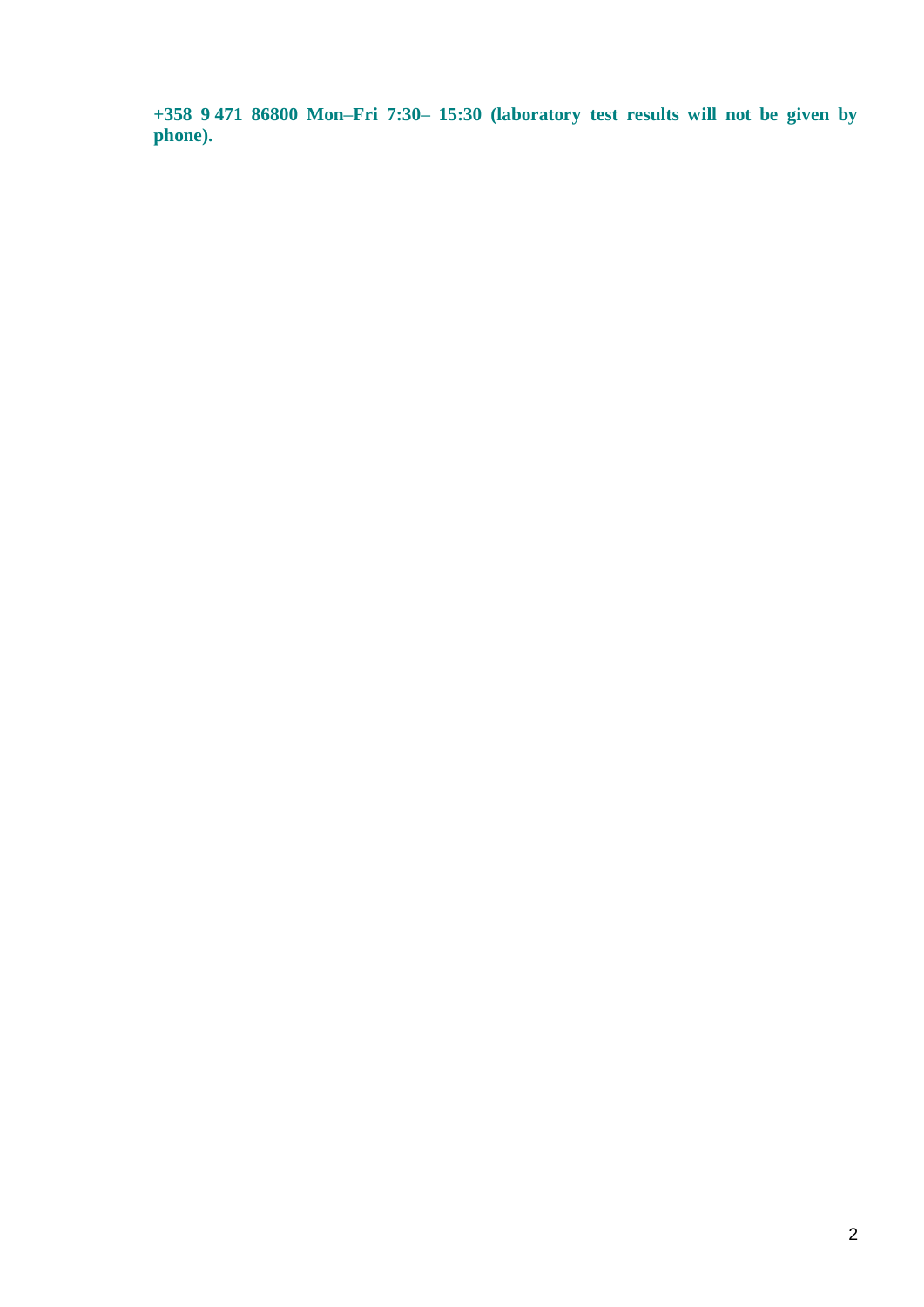**+358 9 471 86800 Mon–Fri 7:30– 15:30 (laboratory test results will not be given by phone).**